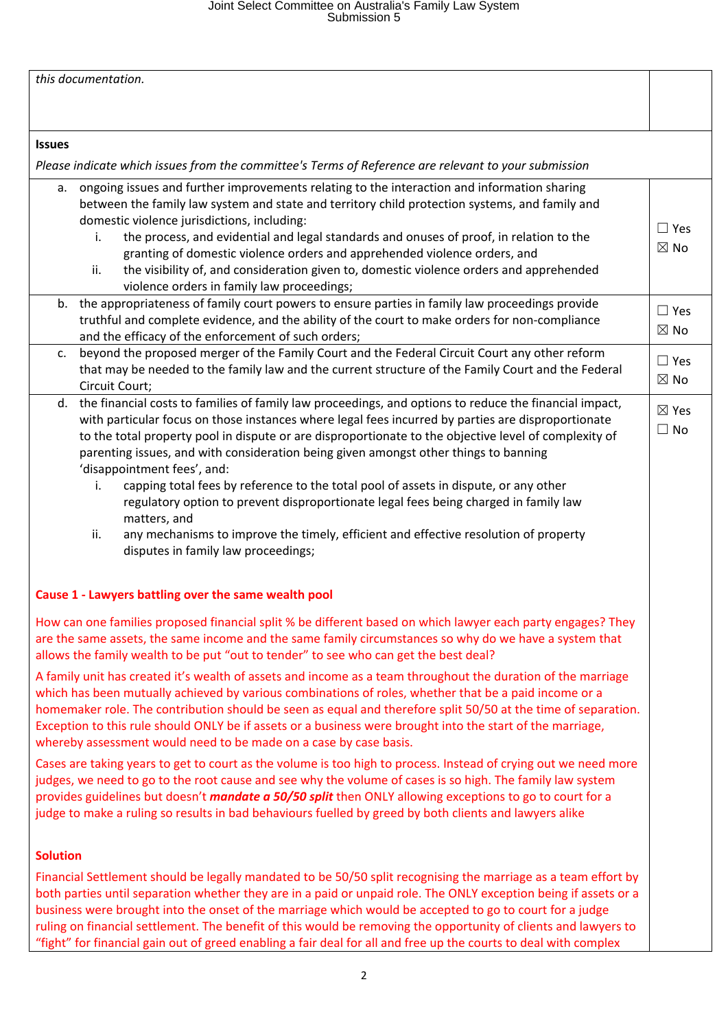| *this documentation.* | |
|---|---|
| **Issues**<br>*Please indicate which issues from the committee's Terms of Reference are relevant to your submission* | |
| a. ongoing issues and further improvements relating to the interaction and information sharing between the family law system and state and territory child protection systems, and family and domestic violence jurisdictions, including:<br>i. the process, and evidential and legal standards and onuses of proof, in relation to the granting of domestic violence orders and apprehended violence orders, and<br>ii. the visibility of, and consideration given to, domestic violence orders and apprehended violence orders in family law proceedings; | ☐ Yes<br>☒ No |
| b. the appropriateness of family court powers to ensure parties in family law proceedings provide truthful and complete evidence, and the ability of the court to make orders for non-compliance and the efficacy of the enforcement of such orders; | ☐ Yes<br>☒ No |
| c. beyond the proposed merger of the Family Court and the Federal Circuit Court any other reform that may be needed to the family law and the current structure of the Family Court and the Federal Circuit Court; | ☐ Yes<br>☒ No |
| d. the financial costs to families of family law proceedings, and options to reduce the financial impact, with particular focus on those instances where legal fees incurred by parties are disproportionate to the total property pool in dispute or are disproportionate to the objective level of complexity of parenting issues, and with consideration being given amongst other things to banning 'disappointment fees', and:<br>i. capping total fees by reference to the total pool of assets in dispute, or any other regulatory option to prevent disproportionate legal fees being charged in family law matters, and<br>ii. any mechanisms to improve the timely, efficient and effective resolution of property disputes in family law proceedings;<br><br>**Cause 1 - Lawyers battling over the same wealth pool**<br><br>How can one families proposed financial split % be different based on which lawyer each party engages? They are the same assets, the same income and the same family circumstances so why do we have a system that allows the family wealth to be put "out to tender" to see who can get the best deal?<br><br>A family unit has created it's wealth of assets and income as a team throughout the duration of the marriage which has been mutually achieved by various combinations of roles, whether that be a paid income or a homemaker role. The contribution should be seen as equal and therefore split 50/50 at the time of separation. Exception to this rule should ONLY be if assets or a business were brought into the start of the marriage, whereby assessment would need to be made on a case by case basis.<br><br>Cases are taking years to get to court as the volume is too high to process. Instead of crying out we need more judges, we need to go to the root cause and see why the volume of cases is so high. The family law system provides guidelines but doesn't ***mandate a 50/50 split*** then ONLY allowing exceptions to go to court for a judge to make a ruling so results in bad behaviours fuelled by greed by both clients and lawyers alike<br><br>**Solution**<br><br>Financial Settlement should be legally mandated to be 50/50 split recognising the marriage as a team effort by both parties until separation whether they are in a paid or unpaid role. The ONLY exception being if assets or a business were brought into the onset of the marriage which would be accepted to go to court for a judge ruling on financial settlement. The benefit of this would be removing the opportunity of clients and lawyers to "fight" for financial gain out of greed enabling a fair deal for all and free up the courts to deal with complex | ☒ Yes<br>☐ No |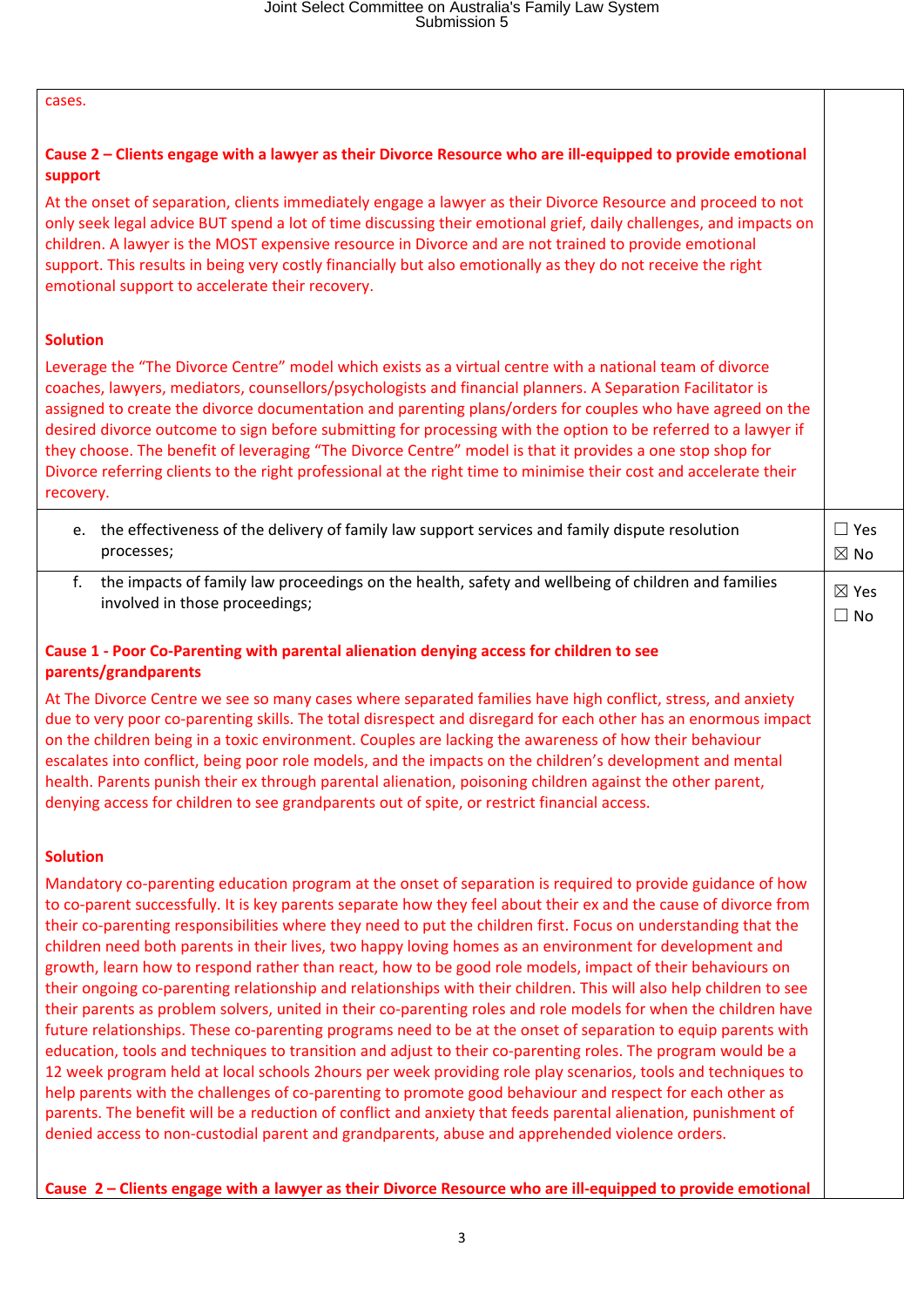| | |
|---|---|
| cases.<br><br>**Cause 2 – Clients engage with a lawyer as their Divorce Resource who are ill-equipped to provide emotional support**<br>At the onset of separation, clients immediately engage a lawyer as their Divorce Resource and proceed to not only seek legal advice BUT spend a lot of time discussing their emotional grief, daily challenges, and impacts on children. A lawyer is the MOST expensive resource in Divorce and are not trained to provide emotional support. This results in being very costly financially but also emotionally as they do not receive the right emotional support to accelerate their recovery.<br><br>**Solution**<br>Leverage the "The Divorce Centre" model which exists as a virtual centre with a national team of divorce coaches, lawyers, mediators, counsellors/psychologists and financial planners. A Separation Facilitator is assigned to create the divorce documentation and parenting plans/orders for couples who have agreed on the desired divorce outcome to sign before submitting for processing with the option to be referred to a lawyer if they choose. The benefit of leveraging "The Divorce Centre" model is that it provides a one stop shop for Divorce referring clients to the right professional at the right time to minimise their cost and accelerate their recovery. | |
| e. the effectiveness of the delivery of family law support services and family dispute resolution processes; | ☐ Yes<br>☒ No |
| f. the impacts of family law proceedings on the health, safety and wellbeing of children and families involved in those proceedings;<br><br>**Cause 1 - Poor Co-Parenting with parental alienation denying access for children to see parents/grandparents**<br>At The Divorce Centre we see so many cases where separated families have high conflict, stress, and anxiety due to very poor co-parenting skills. The total disrespect and disregard for each other has an enormous impact on the children being in a toxic environment. Couples are lacking the awareness of how their behaviour escalates into conflict, being poor role models, and the impacts on the children's development and mental health. Parents punish their ex through parental alienation, poisoning children against the other parent, denying access for children to see grandparents out of spite, or restrict financial access.<br><br>**Solution**<br>Mandatory co-parenting education program at the onset of separation is required to provide guidance of how to co-parent successfully. It is key parents separate how they feel about their ex and the cause of divorce from their co-parenting responsibilities where they need to put the children first. Focus on understanding that the children need both parents in their lives, two happy loving homes as an environment for development and growth, learn how to respond rather than react, how to be good role models, impact of their behaviours on their ongoing co-parenting relationship and relationships with their children. This will also help children to see their parents as problem solvers, united in their co-parenting roles and role models for when the children have future relationships. These co-parenting programs need to be at the onset of separation to equip parents with education, tools and techniques to transition and adjust to their co-parenting roles. The program would be a 12 week program held at local schools 2hours per week providing role play scenarios, tools and techniques to help parents with the challenges of co-parenting to promote good behaviour and respect for each other as parents. The benefit will be a reduction of conflict and anxiety that feeds parental alienation, punishment of denied access to non-custodial parent and grandparents, abuse and apprehended violence orders.<br><br>**Cause 2 – Clients engage with a lawyer as their Divorce Resource who are ill-equipped to provide emotional** | ☒ Yes<br>☐ No |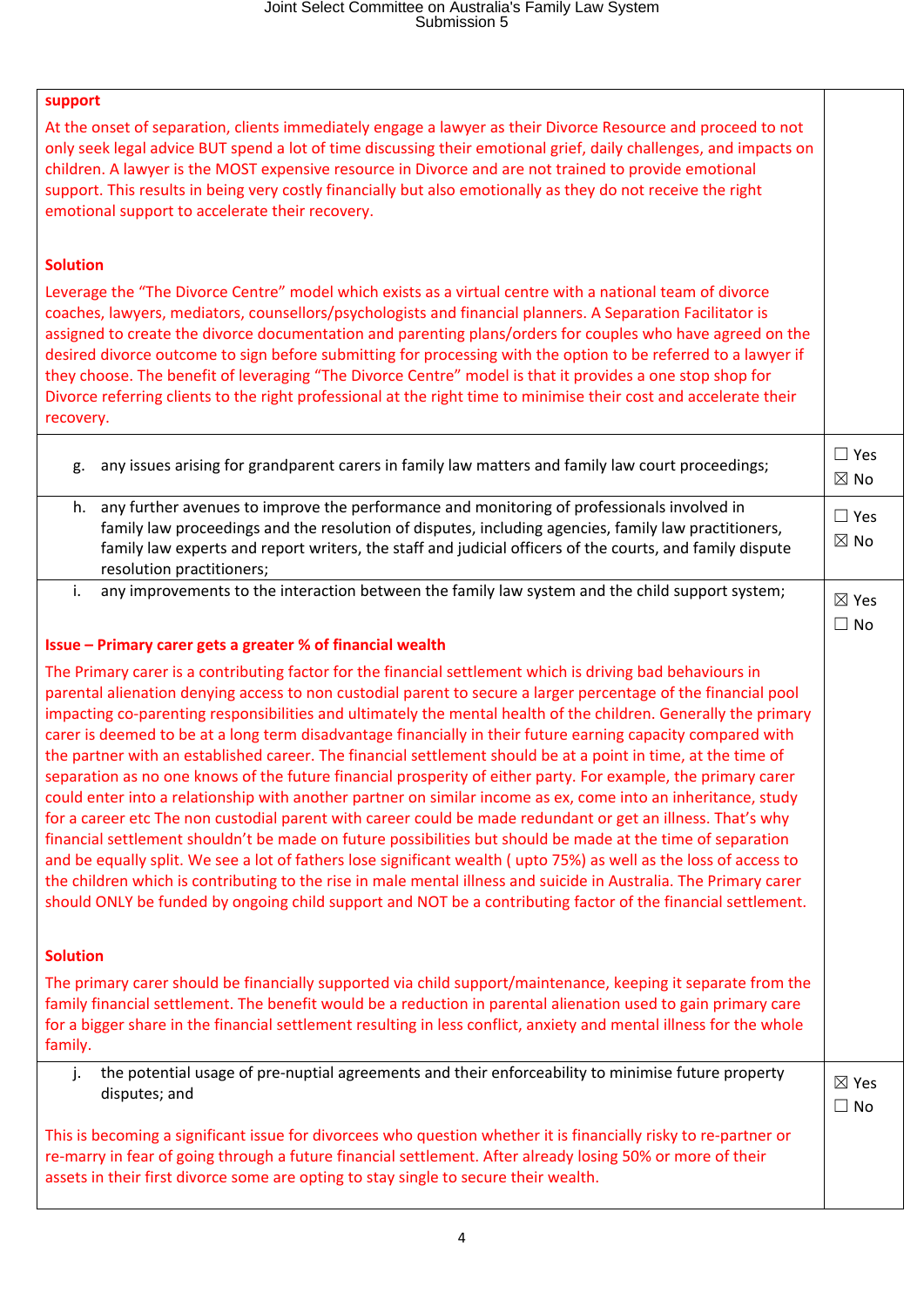| | |
|---|---|
| **support**<br>At the onset of separation, clients immediately engage a lawyer as their Divorce Resource and proceed to not only seek legal advice BUT spend a lot of time discussing their emotional grief, daily challenges, and impacts on children. A lawyer is the MOST expensive resource in Divorce and are not trained to provide emotional support. This results in being very costly financially but also emotionally as they do not receive the right emotional support to accelerate their recovery.<br><br>**Solution**<br>Leverage the "The Divorce Centre" model which exists as a virtual centre with a national team of divorce coaches, lawyers, mediators, counsellors/psychologists and financial planners. A Separation Facilitator is assigned to create the divorce documentation and parenting plans/orders for couples who have agreed on the desired divorce outcome to sign before submitting for processing with the option to be referred to a lawyer if they choose. The benefit of leveraging "The Divorce Centre" model is that it provides a one stop shop for Divorce referring clients to the right professional at the right time to minimise their cost and accelerate their recovery. | |
| g. any issues arising for grandparent carers in family law matters and family law court proceedings; | ☐ Yes<br>☒ No |
| h. any further avenues to improve the performance and monitoring of professionals involved in family law proceedings and the resolution of disputes, including agencies, family law practitioners, family law experts and report writers, the staff and judicial officers of the courts, and family dispute resolution practitioners; | ☐ Yes<br>☒ No |
| i. any improvements to the interaction between the family law system and the child support system;<br><br>**Issue – Primary carer gets a greater % of financial wealth**<br>The Primary carer is a contributing factor for the financial settlement which is driving bad behaviours in parental alienation denying access to non custodial parent to secure a larger percentage of the financial pool impacting co-parenting responsibilities and ultimately the mental health of the children. Generally the primary carer is deemed to be at a long term disadvantage financially in their future earning capacity compared with the partner with an established career. The financial settlement should be at a point in time, at the time of separation as no one knows of the future financial prosperity of either party. For example, the primary carer could enter into a relationship with another partner on similar income as ex, come into an inheritance, study for a career etc The non custodial parent with career could be made redundant or get an illness. That's why financial settlement shouldn't be made on future possibilities but should be made at the time of separation and be equally split. We see a lot of fathers lose significant wealth ( upto 75%) as well as the loss of access to the children which is contributing to the rise in male mental illness and suicide in Australia. The Primary carer should ONLY be funded by ongoing child support and NOT be a contributing factor of the financial settlement.<br><br>**Solution**<br>The primary carer should be financially supported via child support/maintenance, keeping it separate from the family financial settlement. The benefit would be a reduction in parental alienation used to gain primary care for a bigger share in the financial settlement resulting in less conflict, anxiety and mental illness for the whole family. | ☒ Yes<br>☐ No |
| j. the potential usage of pre-nuptial agreements and their enforceability to minimise future property disputes; and<br><br>This is becoming a significant issue for divorcees who question whether it is financially risky to re-partner or re-marry in fear of going through a future financial settlement. After already losing 50% or more of their assets in their first divorce some are opting to stay single to secure their wealth. | ☒ Yes<br>☐ No |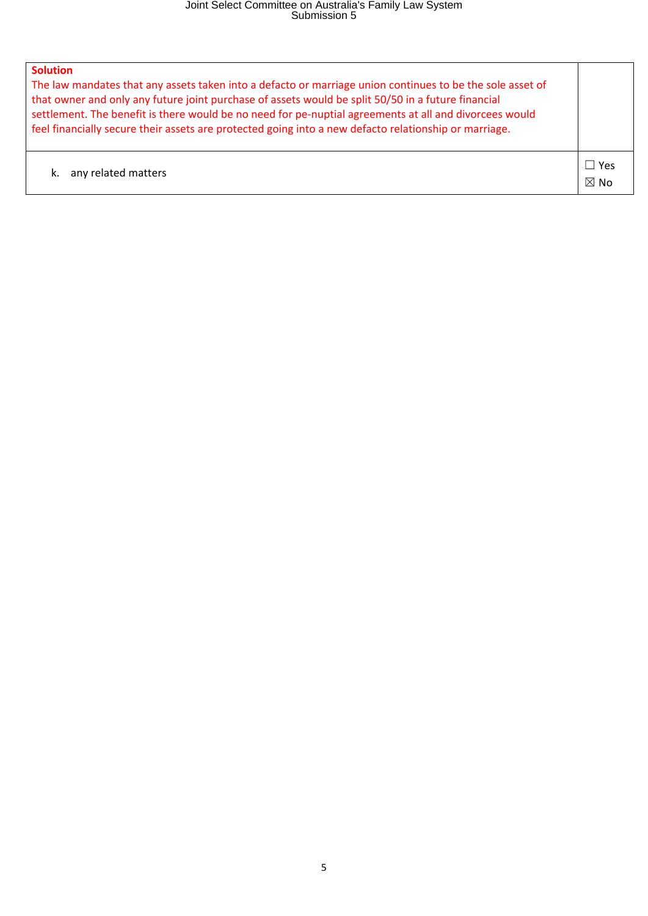| | |
|---|---|
| **Solution**<br>The law mandates that any assets taken into a defacto or marriage union continues to be the sole asset of that owner and only any future joint purchase of assets would be split 50/50 in a future financial settlement. The benefit is there would be no need for pe-nuptial agreements at all and divorcees would feel financially secure their assets are protected going into a new defacto relationship or marriage. | |
| k. any related matters | ☐ Yes<br>☒ No |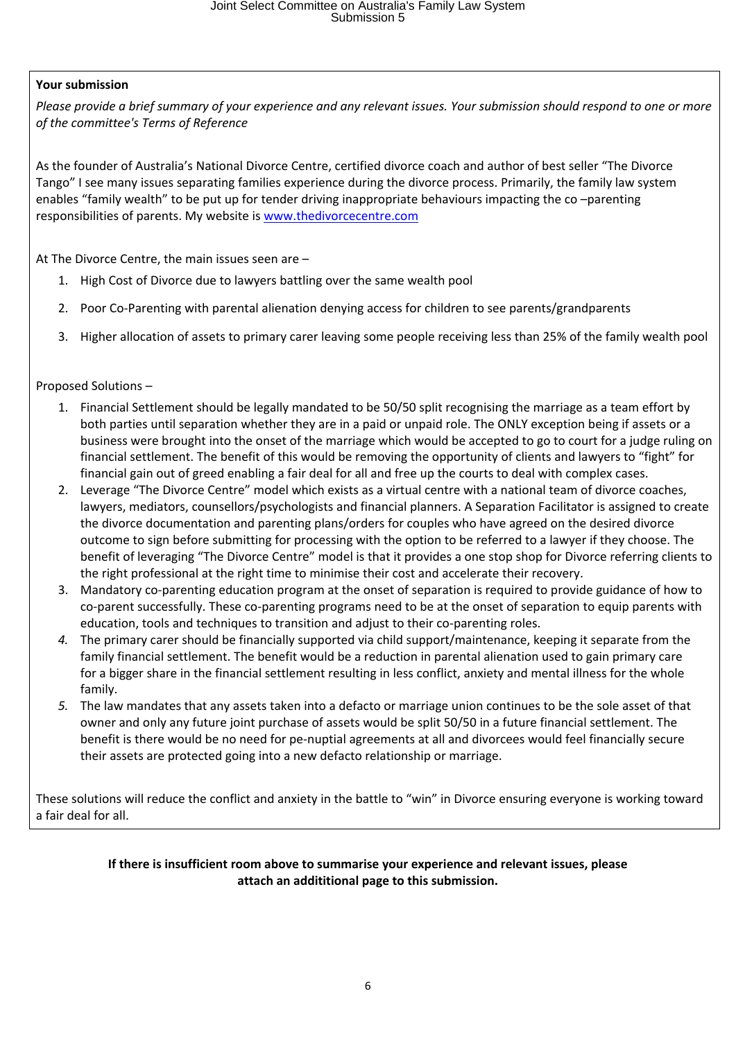**Your submission**

*Please provide a brief summary of your experience and any relevant issues. Your submission should respond to one or more of the committee's Terms of Reference*

As the founder of Australia's National Divorce Centre, certified divorce coach and author of best seller "The Divorce Tango" I see many issues separating families experience during the divorce process. Primarily, the family law system enables "family wealth" to be put up for tender driving inappropriate behaviours impacting the co –parenting responsibilities of parents. My website is [www.thedivorcecentre.com](http://www.thedivorcecentre.com)

At The Divorce Centre, the main issues seen are –

1. High Cost of Divorce due to lawyers battling over the same wealth pool
2. Poor Co-Parenting with parental alienation denying access for children to see parents/grandparents
3. Higher allocation of assets to primary carer leaving some people receiving less than 25% of the family wealth pool

Proposed Solutions –

1. Financial Settlement should be legally mandated to be 50/50 split recognising the marriage as a team effort by both parties until separation whether they are in a paid or unpaid role. The ONLY exception being if assets or a business were brought into the onset of the marriage which would be accepted to go to court for a judge ruling on financial settlement. The benefit of this would be removing the opportunity of clients and lawyers to "fight" for financial gain out of greed enabling a fair deal for all and free up the courts to deal with complex cases.
2. Leverage "The Divorce Centre" model which exists as a virtual centre with a national team of divorce coaches, lawyers, mediators, counsellors/psychologists and financial planners. A Separation Facilitator is assigned to create the divorce documentation and parenting plans/orders for couples who have agreed on the desired divorce outcome to sign before submitting for processing with the option to be referred to a lawyer if they choose. The benefit of leveraging "The Divorce Centre" model is that it provides a one stop shop for Divorce referring clients to the right professional at the right time to minimise their cost and accelerate their recovery.
3. Mandatory co-parenting education program at the onset of separation is required to provide guidance of how to co-parent successfully. These co-parenting programs need to be at the onset of separation to equip parents with education, tools and techniques to transition and adjust to their co-parenting roles.
4. The primary carer should be financially supported via child support/maintenance, keeping it separate from the family financial settlement. The benefit would be a reduction in parental alienation used to gain primary care for a bigger share in the financial settlement resulting in less conflict, anxiety and mental illness for the whole family.
5. The law mandates that any assets taken into a defacto or marriage union continues to be the sole asset of that owner and only any future joint purchase of assets would be split 50/50 in a future financial settlement. The benefit is there would be no need for pe-nuptial agreements at all and divorcees would feel financially secure their assets are protected going into a new defacto relationship or marriage.

These solutions will reduce the conflict and anxiety in the battle to "win" in Divorce ensuring everyone is working toward a fair deal for all.

**If there is insufficient room above to summarise your experience and relevant issues, please attach an addititional page to this submission.**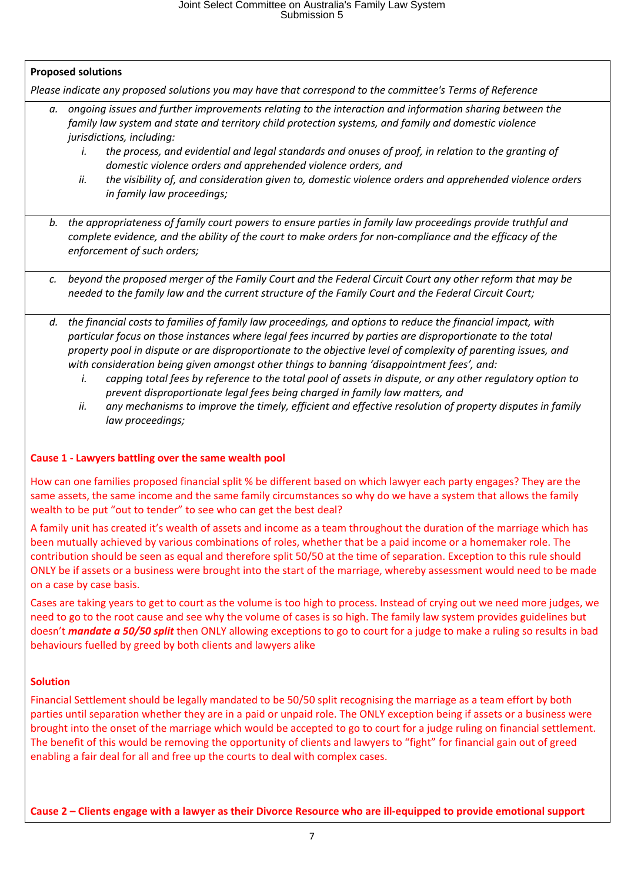**Proposed solutions**

*Please indicate any proposed solutions you may have that correspond to the committee's Terms of Reference*

a. *ongoing issues and further improvements relating to the interaction and information sharing between the family law system and state and territory child protection systems, and family and domestic violence jurisdictions, including:*
   i. *the process, and evidential and legal standards and onuses of proof, in relation to the granting of domestic violence orders and apprehended violence orders, and*
   ii. *the visibility of, and consideration given to, domestic violence orders and apprehended violence orders in family law proceedings;*

b. *the appropriateness of family court powers to ensure parties in family law proceedings provide truthful and complete evidence, and the ability of the court to make orders for non-compliance and the efficacy of the enforcement of such orders;*

c. *beyond the proposed merger of the Family Court and the Federal Circuit Court any other reform that may be needed to the family law and the current structure of the Family Court and the Federal Circuit Court;*

d. *the financial costs to families of family law proceedings, and options to reduce the financial impact, with particular focus on those instances where legal fees incurred by parties are disproportionate to the total property pool in dispute or are disproportionate to the objective level of complexity of parenting issues, and with consideration being given amongst other things to banning 'disappointment fees', and:*
   i. *capping total fees by reference to the total pool of assets in dispute, or any other regulatory option to prevent disproportionate legal fees being charged in family law matters, and*
   ii. *any mechanisms to improve the timely, efficient and effective resolution of property disputes in family law proceedings;*

**Cause 1 - Lawyers battling over the same wealth pool**

How can one families proposed financial split % be different based on which lawyer each party engages? They are the same assets, the same income and the same family circumstances so why do we have a system that allows the family wealth to be put "out to tender" to see who can get the best deal?

A family unit has created it's wealth of assets and income as a team throughout the duration of the marriage which has been mutually achieved by various combinations of roles, whether that be a paid income or a homemaker role. The contribution should be seen as equal and therefore split 50/50 at the time of separation. Exception to this rule should ONLY be if assets or a business were brought into the start of the marriage, whereby assessment would need to be made on a case by case basis.

Cases are taking years to get to court as the volume is too high to process. Instead of crying out we need more judges, we need to go to the root cause and see why the volume of cases is so high. The family law system provides guidelines but doesn't ***mandate a 50/50 split*** then ONLY allowing exceptions to go to court for a judge to make a ruling so results in bad behaviours fuelled by greed by both clients and lawyers alike

**Solution**

Financial Settlement should be legally mandated to be 50/50 split recognising the marriage as a team effort by both parties until separation whether they are in a paid or unpaid role. The ONLY exception being if assets or a business were brought into the onset of the marriage which would be accepted to go to court for a judge ruling on financial settlement. The benefit of this would be removing the opportunity of clients and lawyers to "fight" for financial gain out of greed enabling a fair deal for all and free up the courts to deal with complex cases.

**Cause 2 – Clients engage with a lawyer as their Divorce Resource who are ill-equipped to provide emotional support**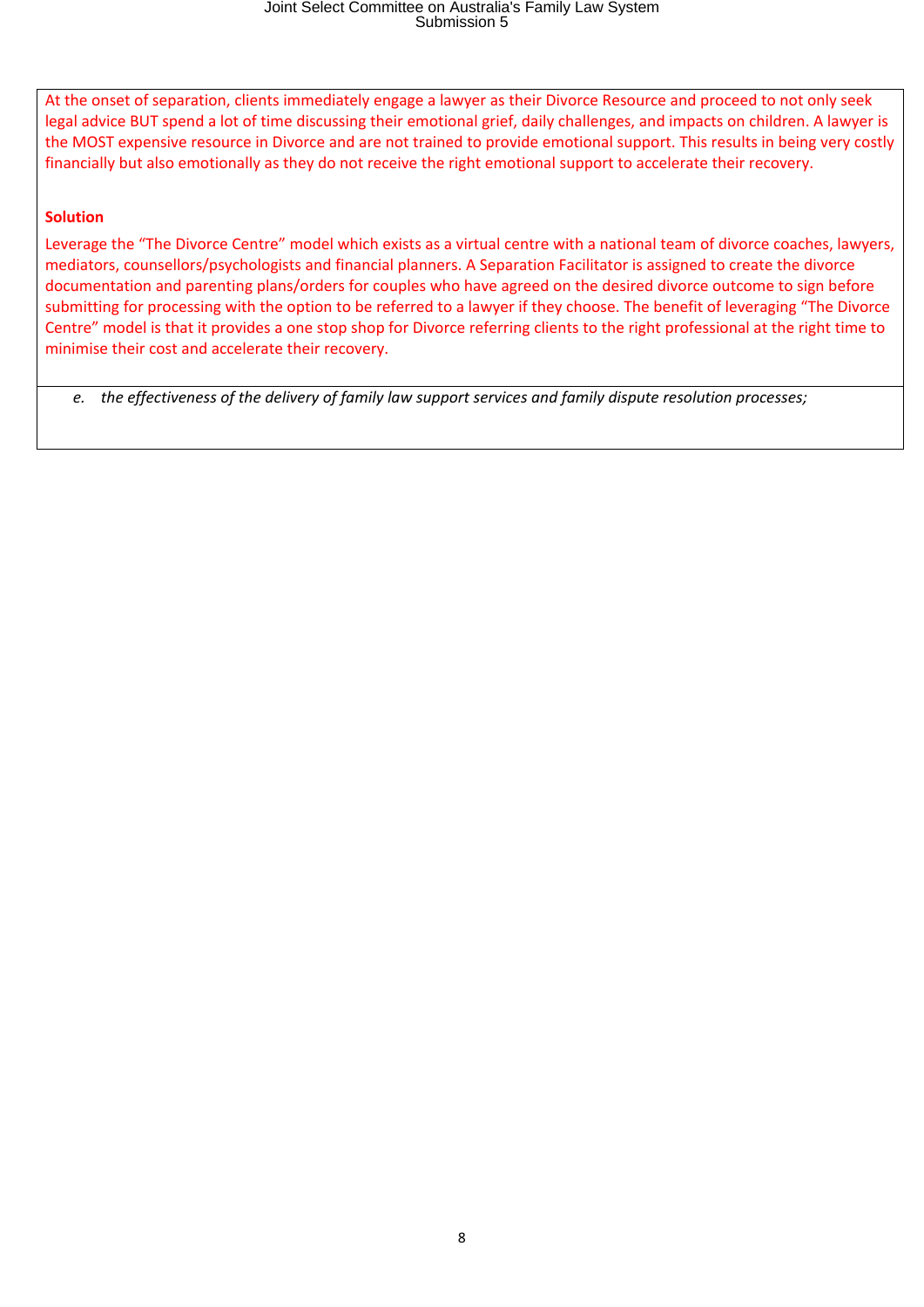At the onset of separation, clients immediately engage a lawyer as their Divorce Resource and proceed to not only seek legal advice BUT spend a lot of time discussing their emotional grief, daily challenges, and impacts on children. A lawyer is the MOST expensive resource in Divorce and are not trained to provide emotional support. This results in being very costly financially but also emotionally as they do not receive the right emotional support to accelerate their recovery.

**Solution**

Leverage the "The Divorce Centre" model which exists as a virtual centre with a national team of divorce coaches, lawyers, mediators, counsellors/psychologists and financial planners. A Separation Facilitator is assigned to create the divorce documentation and parenting plans/orders for couples who have agreed on the desired divorce outcome to sign before submitting for processing with the option to be referred to a lawyer if they choose. The benefit of leveraging "The Divorce Centre" model is that it provides a one stop shop for Divorce referring clients to the right professional at the right time to minimise their cost and accelerate their recovery.

*e. the effectiveness of the delivery of family law support services and family dispute resolution processes;*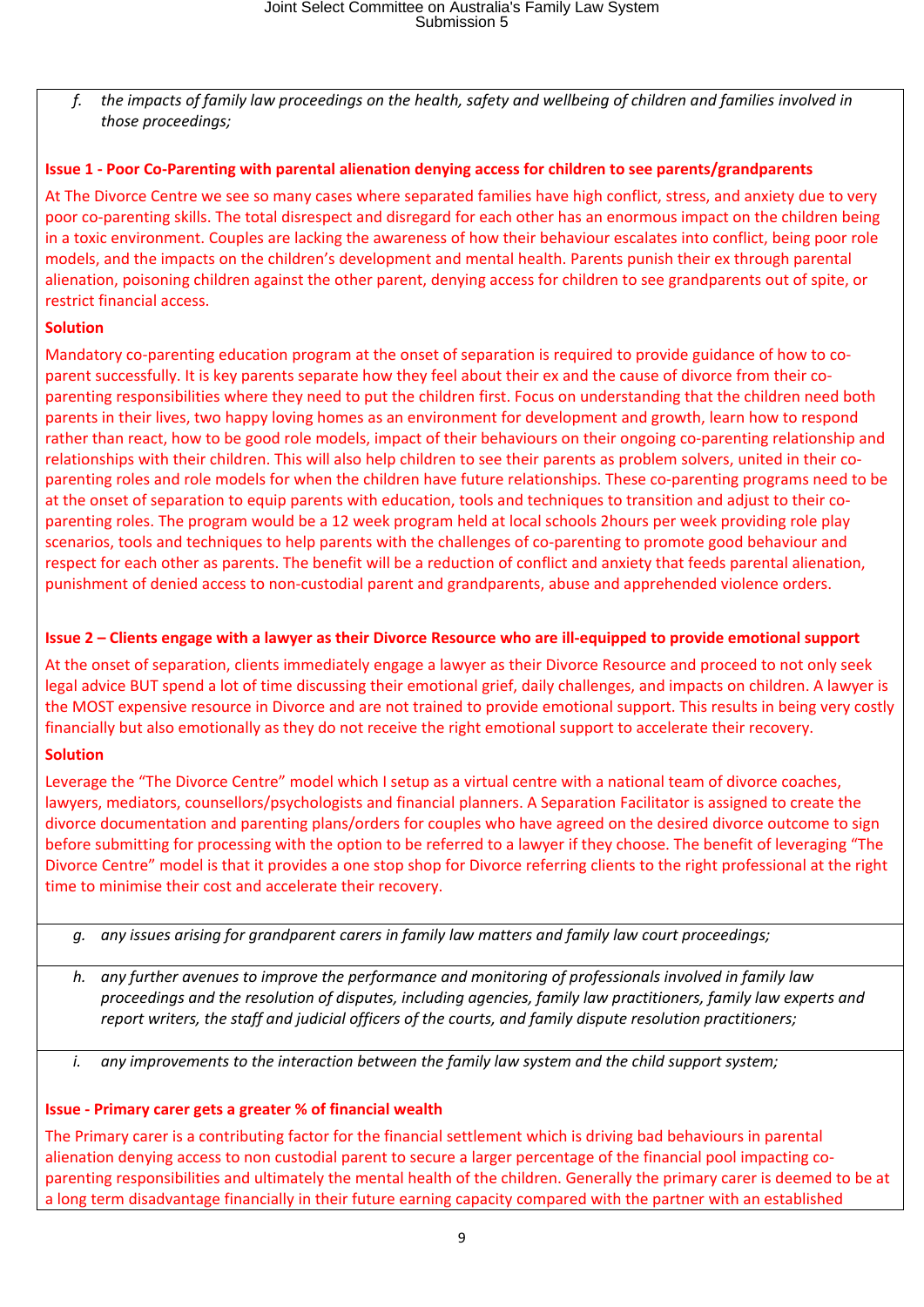*f. the impacts of family law proceedings on the health, safety and wellbeing of children and families involved in those proceedings;*

**Issue 1 - Poor Co-Parenting with parental alienation denying access for children to see parents/grandparents**

At The Divorce Centre we see so many cases where separated families have high conflict, stress, and anxiety due to very poor co-parenting skills. The total disrespect and disregard for each other has an enormous impact on the children being in a toxic environment. Couples are lacking the awareness of how their behaviour escalates into conflict, being poor role models, and the impacts on the children's development and mental health. Parents punish their ex through parental alienation, poisoning children against the other parent, denying access for children to see grandparents out of spite, or restrict financial access.

**Solution**

Mandatory co-parenting education program at the onset of separation is required to provide guidance of how to co-parent successfully. It is key parents separate how they feel about their ex and the cause of divorce from their co-parenting responsibilities where they need to put the children first. Focus on understanding that the children need both parents in their lives, two happy loving homes as an environment for development and growth, learn how to respond rather than react, how to be good role models, impact of their behaviours on their ongoing co-parenting relationship and relationships with their children. This will also help children to see their parents as problem solvers, united in their co-parenting roles and role models for when the children have future relationships. These co-parenting programs need to be at the onset of separation to equip parents with education, tools and techniques to transition and adjust to their co-parenting roles. The program would be a 12 week program held at local schools 2hours per week providing role play scenarios, tools and techniques to help parents with the challenges of co-parenting to promote good behaviour and respect for each other as parents. The benefit will be a reduction of conflict and anxiety that feeds parental alienation, punishment of denied access to non-custodial parent and grandparents, abuse and apprehended violence orders.

**Issue 2 – Clients engage with a lawyer as their Divorce Resource who are ill-equipped to provide emotional support**

At the onset of separation, clients immediately engage a lawyer as their Divorce Resource and proceed to not only seek legal advice BUT spend a lot of time discussing their emotional grief, daily challenges, and impacts on children. A lawyer is the MOST expensive resource in Divorce and are not trained to provide emotional support. This results in being very costly financially but also emotionally as they do not receive the right emotional support to accelerate their recovery.

**Solution**

Leverage the "The Divorce Centre" model which I setup as a virtual centre with a national team of divorce coaches, lawyers, mediators, counsellors/psychologists and financial planners. A Separation Facilitator is assigned to create the divorce documentation and parenting plans/orders for couples who have agreed on the desired divorce outcome to sign before submitting for processing with the option to be referred to a lawyer if they choose. The benefit of leveraging "The Divorce Centre" model is that it provides a one stop shop for Divorce referring clients to the right professional at the right time to minimise their cost and accelerate their recovery.

*g. any issues arising for grandparent carers in family law matters and family law court proceedings;*

*h. any further avenues to improve the performance and monitoring of professionals involved in family law proceedings and the resolution of disputes, including agencies, family law practitioners, family law experts and report writers, the staff and judicial officers of the courts, and family dispute resolution practitioners;*

*i. any improvements to the interaction between the family law system and the child support system;*

**Issue - Primary carer gets a greater % of financial wealth**

The Primary carer is a contributing factor for the financial settlement which is driving bad behaviours in parental alienation denying access to non custodial parent to secure a larger percentage of the financial pool impacting co-parenting responsibilities and ultimately the mental health of the children. Generally the primary carer is deemed to be at a long term disadvantage financially in their future earning capacity compared with the partner with an established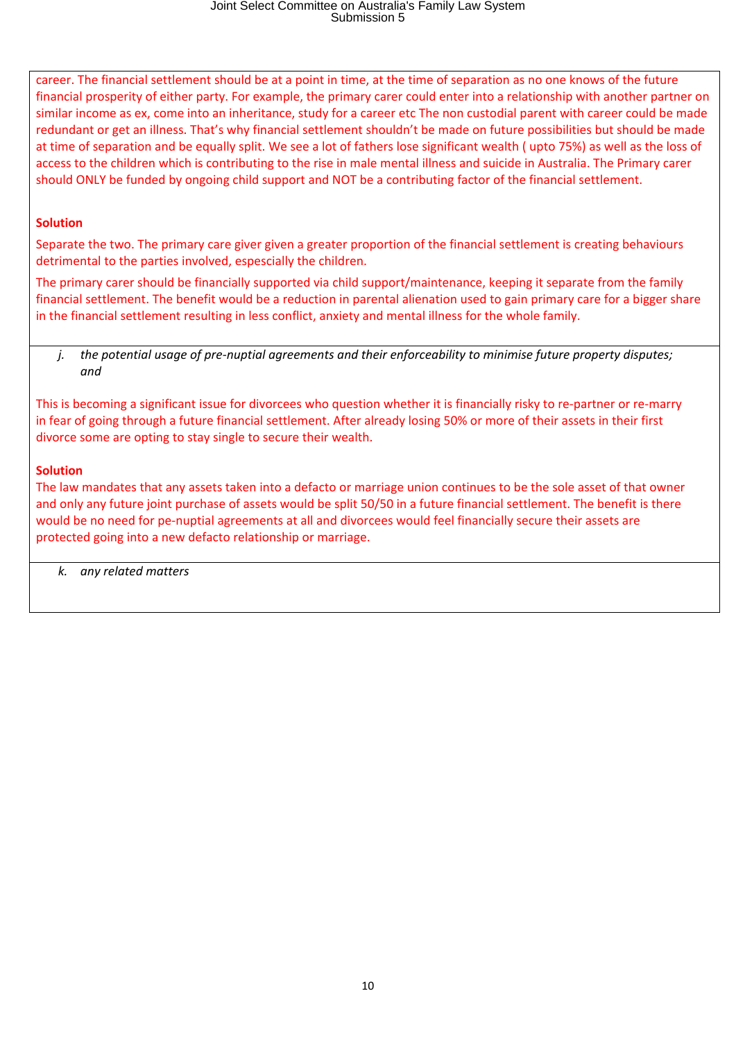career. The financial settlement should be at a point in time, at the time of separation as no one knows of the future financial prosperity of either party. For example, the primary carer could enter into a relationship with another partner on similar income as ex, come into an inheritance, study for a career etc The non custodial parent with career could be made redundant or get an illness. That's why financial settlement shouldn't be made on future possibilities but should be made at time of separation and be equally split. We see a lot of fathers lose significant wealth ( upto 75%) as well as the loss of access to the children which is contributing to the rise in male mental illness and suicide in Australia. The Primary carer should ONLY be funded by ongoing child support and NOT be a contributing factor of the financial settlement.

**Solution**

Separate the two. The primary care giver given a greater proportion of the financial settlement is creating behaviours detrimental to the parties involved, espescially the children.

The primary carer should be financially supported via child support/maintenance, keeping it separate from the family financial settlement. The benefit would be a reduction in parental alienation used to gain primary care for a bigger share in the financial settlement resulting in less conflict, anxiety and mental illness for the whole family.

j. *the potential usage of pre-nuptial agreements and their enforceability to minimise future property disputes; and*

This is becoming a significant issue for divorcees who question whether it is financially risky to re-partner or re-marry in fear of going through a future financial settlement. After already losing 50% or more of their assets in their first divorce some are opting to stay single to secure their wealth.

**Solution**

The law mandates that any assets taken into a defacto or marriage union continues to be the sole asset of that owner and only any future joint purchase of assets would be split 50/50 in a future financial settlement. The benefit is there would be no need for pe-nuptial agreements at all and divorcees would feel financially secure their assets are protected going into a new defacto relationship or marriage.

k. *any related matters*